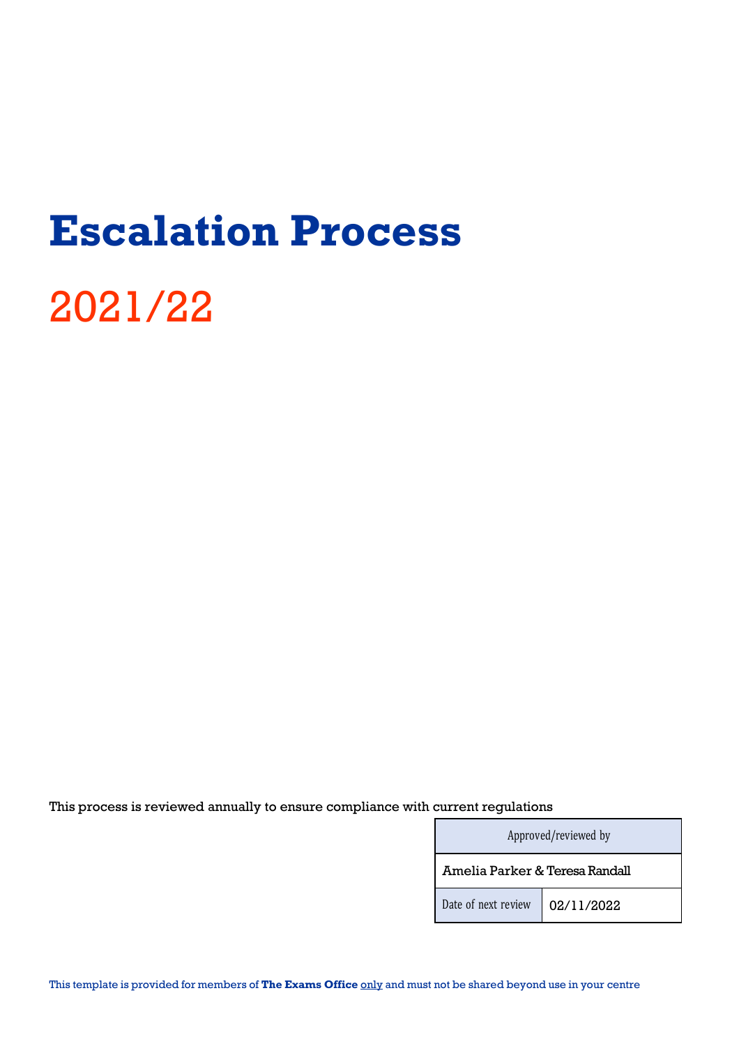# Escalation Process

## 2021/22

This process is reviewed annually to ensure compliance with current regulations

| Approved/reviewed by | |
|---|---|
| Amelia Parker & Teresa Randall | |
| Date of next review | 02/11/2022 |

This template is provided for members of **The Exams Office** only and must not be shared beyond use in your centre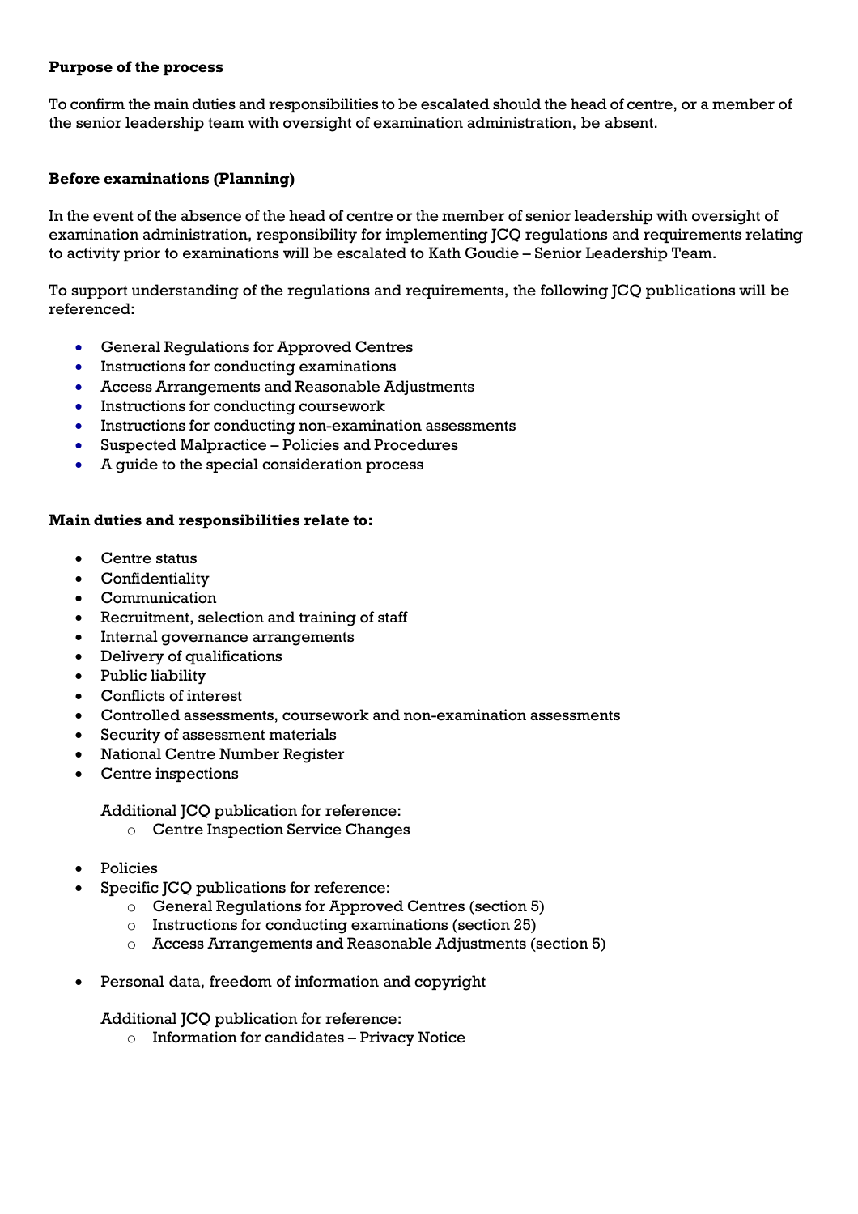**Purpose of the process**

To confirm the main duties and responsibilities to be escalated should the head of centre, or a member of the senior leadership team with oversight of examination administration, be absent.

**Before examinations (Planning)**

In the event of the absence of the head of centre or the member of senior leadership with oversight of examination administration, responsibility for implementing JCQ regulations and requirements relating to activity prior to examinations will be escalated to Kath Goudie – Senior Leadership Team.

To support understanding of the regulations and requirements, the following JCQ publications will be referenced:

- General Regulations for Approved Centres
- Instructions for conducting examinations
- Access Arrangements and Reasonable Adjustments
- Instructions for conducting coursework
- Instructions for conducting non-examination assessments
- Suspected Malpractice – Policies and Procedures
- A guide to the special consideration process

**Main duties and responsibilities relate to:**

- Centre status
- Confidentiality
- Communication
- Recruitment, selection and training of staff
- Internal governance arrangements
- Delivery of qualifications
- Public liability
- Conflicts of interest
- Controlled assessments, coursework and non-examination assessments
- Security of assessment materials
- National Centre Number Register
- Centre inspections

  Additional JCQ publication for reference:
    - Centre Inspection Service Changes

- Policies
- Specific JCQ publications for reference:
    - General Regulations for Approved Centres (section 5)
    - Instructions for conducting examinations (section 25)
    - Access Arrangements and Reasonable Adjustments (section 5)

- Personal data, freedom of information and copyright

  Additional JCQ publication for reference:
    - Information for candidates – Privacy Notice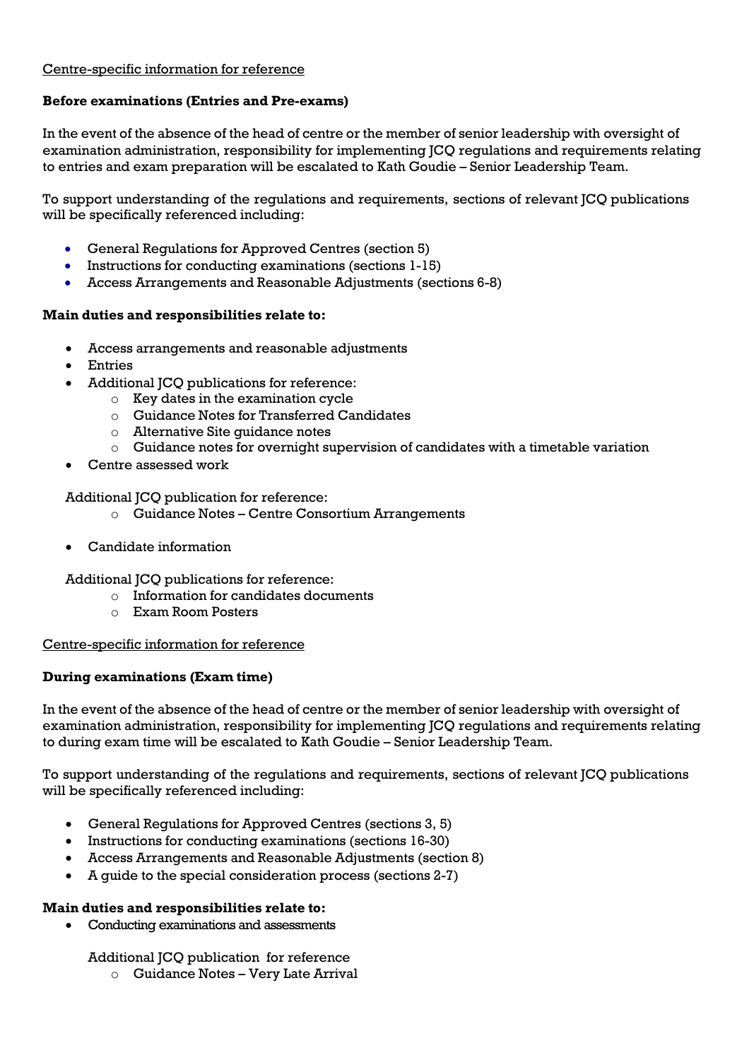Centre-specific information for reference

**Before examinations (Entries and Pre-exams)**

In the event of the absence of the head of centre or the member of senior leadership with oversight of examination administration, responsibility for implementing JCQ regulations and requirements relating to entries and exam preparation will be escalated to Kath Goudie – Senior Leadership Team.

To support understanding of the regulations and requirements, sections of relevant JCQ publications will be specifically referenced including:

- General Regulations for Approved Centres (section 5)
- Instructions for conducting examinations (sections 1-15)
- Access Arrangements and Reasonable Adjustments (sections 6-8)

**Main duties and responsibilities relate to:**

- Access arrangements and reasonable adjustments
- Entries
- Additional JCQ publications for reference:
  - Key dates in the examination cycle
  - Guidance Notes for Transferred Candidates
  - Alternative Site guidance notes
  - Guidance notes for overnight supervision of candidates with a timetable variation
- Centre assessed work

  Additional JCQ publication for reference:
  - Guidance Notes – Centre Consortium Arrangements

- Candidate information

  Additional JCQ publications for reference:
  - Information for candidates documents
  - Exam Room Posters

Centre-specific information for reference

**During examinations (Exam time)**

In the event of the absence of the head of centre or the member of senior leadership with oversight of examination administration, responsibility for implementing JCQ regulations and requirements relating to during exam time will be escalated to Kath Goudie – Senior Leadership Team.

To support understanding of the regulations and requirements, sections of relevant JCQ publications will be specifically referenced including:

- General Regulations for Approved Centres (sections 3, 5)
- Instructions for conducting examinations (sections 16-30)
- Access Arrangements and Reasonable Adjustments (section 8)
- A guide to the special consideration process (sections 2-7)

**Main duties and responsibilities relate to:**

- Conducting examinations and assessments

  Additional JCQ publication for reference
  - Guidance Notes – Very Late Arrival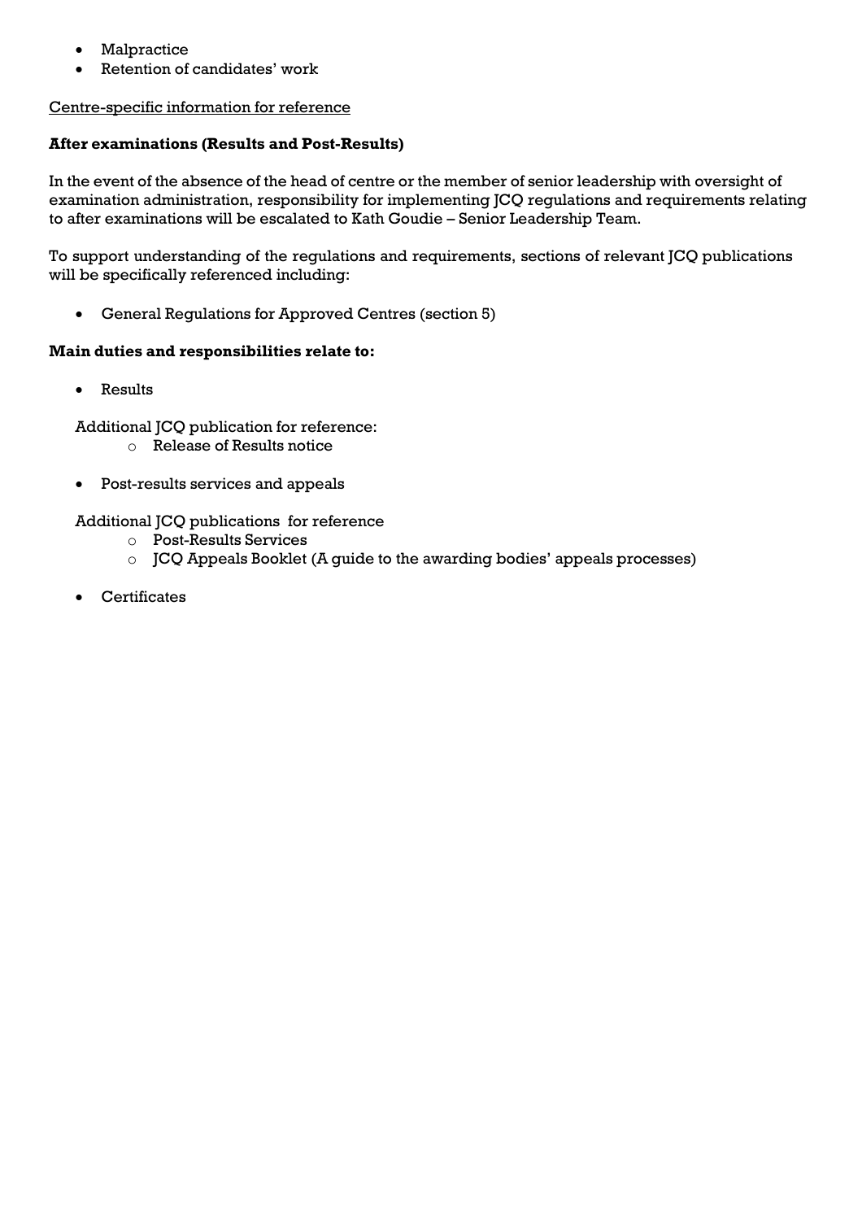- Malpractice
- Retention of candidates' work

Centre-specific information for reference

**After examinations (Results and Post-Results)**

In the event of the absence of the head of centre or the member of senior leadership with oversight of examination administration, responsibility for implementing JCQ regulations and requirements relating to after examinations will be escalated to Kath Goudie – Senior Leadership Team.

To support understanding of the regulations and requirements, sections of relevant JCQ publications will be specifically referenced including:

- General Regulations for Approved Centres (section 5)

**Main duties and responsibilities relate to:**

- Results

  Additional JCQ publication for reference:
    - Release of Results notice

- Post-results services and appeals

  Additional JCQ publications for reference
    - Post-Results Services
    - JCQ Appeals Booklet (A guide to the awarding bodies' appeals processes)

- Certificates